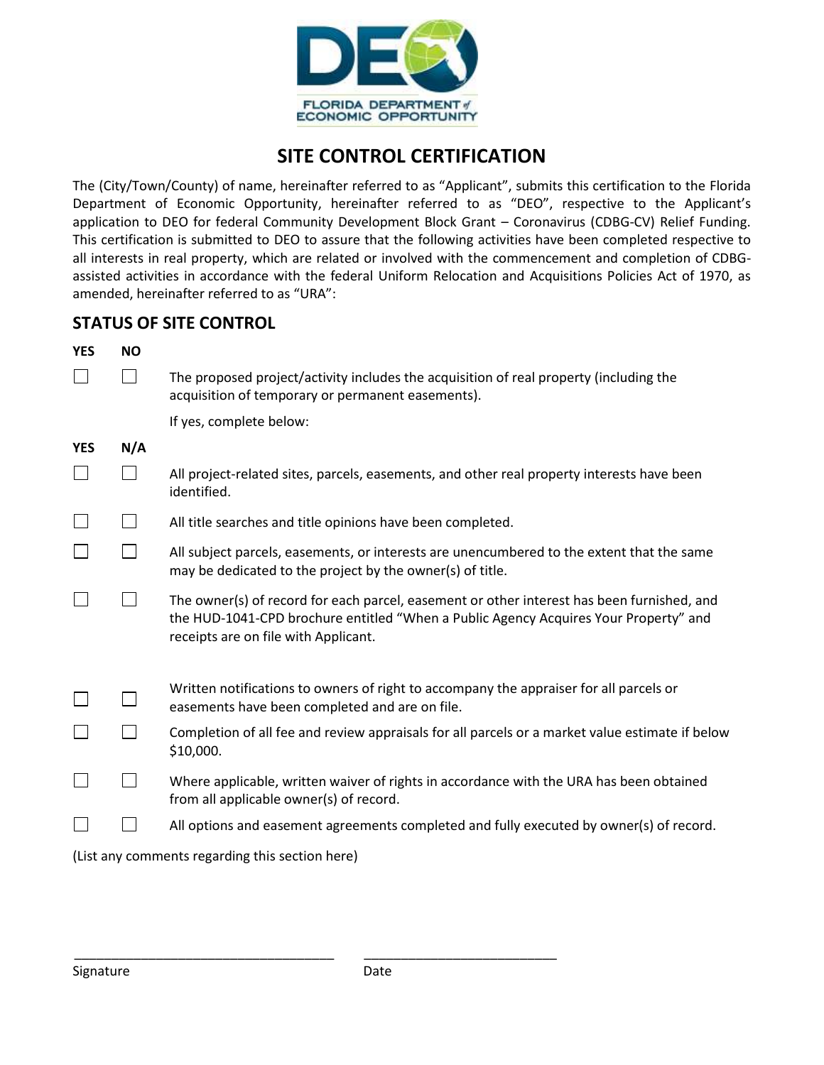FLORIDA DEPARTMENT of ECONOMIC OPPORTUNITY

# SITE CONTROL CERTIFICATION

The (City/Town/County) of name, hereinafter referred to as "Applicant", submits this certification to the Florida Department of Economic Opportunity, hereinafter referred to as "DEO", respective to the Applicant's application to DEO for federal Community Development Block Grant – Coronavirus (CDBG-CV) Relief Funding. This certification is submitted to DEO to assure that the following activities have been completed respective to all interests in real property, which are related or involved with the commencement and completion of CDBG-assisted activities in accordance with the federal Uniform Relocation and Acquisitions Policies Act of 1970, as amended, hereinafter referred to as "URA":

## STATUS OF SITE CONTROL

| YES | NO | |
|---|---|---|
| ☐ | ☐ | The proposed project/activity includes the acquisition of real property (including the acquisition of temporary or permanent easements). |
| | | If yes, complete below: |

| YES | N/A | |
|---|---|---|
| ☐ | ☐ | All project-related sites, parcels, easements, and other real property interests have been identified. |
| ☐ | ☐ | All title searches and title opinions have been completed. |
| ☐ | ☐ | All subject parcels, easements, or interests are unencumbered to the extent that the same may be dedicated to the project by the owner(s) of title. |
| ☐ | ☐ | The owner(s) of record for each parcel, easement or other interest has been furnished, and the HUD-1041-CPD brochure entitled "When a Public Agency Acquires Your Property" and receipts are on file with Applicant. |
| ☐ | ☐ | Written notifications to owners of right to accompany the appraiser for all parcels or easements have been completed and are on file. |
| ☐ | ☐ | Completion of all fee and review appraisals for all parcels or a market value estimate if below $10,000. |
| ☐ | ☐ | Where applicable, written waiver of rights in accordance with the URA has been obtained from all applicable owner(s) of record. |
| ☐ | ☐ | All options and easement agreements completed and fully executed by owner(s) of record. |

(List any comments regarding this section here)

\_\_\_\_\_\_\_\_\_\_\_\_\_\_\_\_\_\_\_\_\_\_\_\_\_\_\_\_\_\_\_\_\_\_\_\_ \_\_\_\_\_\_\_\_\_\_\_\_\_\_\_\_\_\_\_\_\_\_\_\_\_\_\_

Signature Date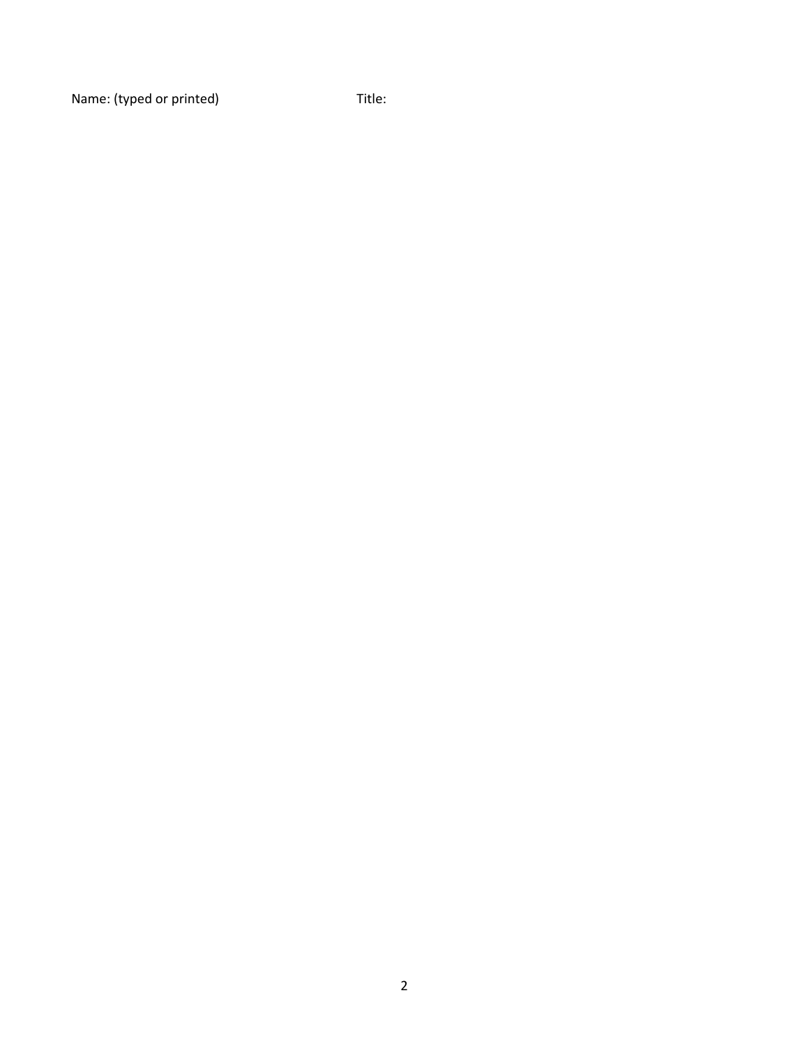Name: (typed or printed) Title: